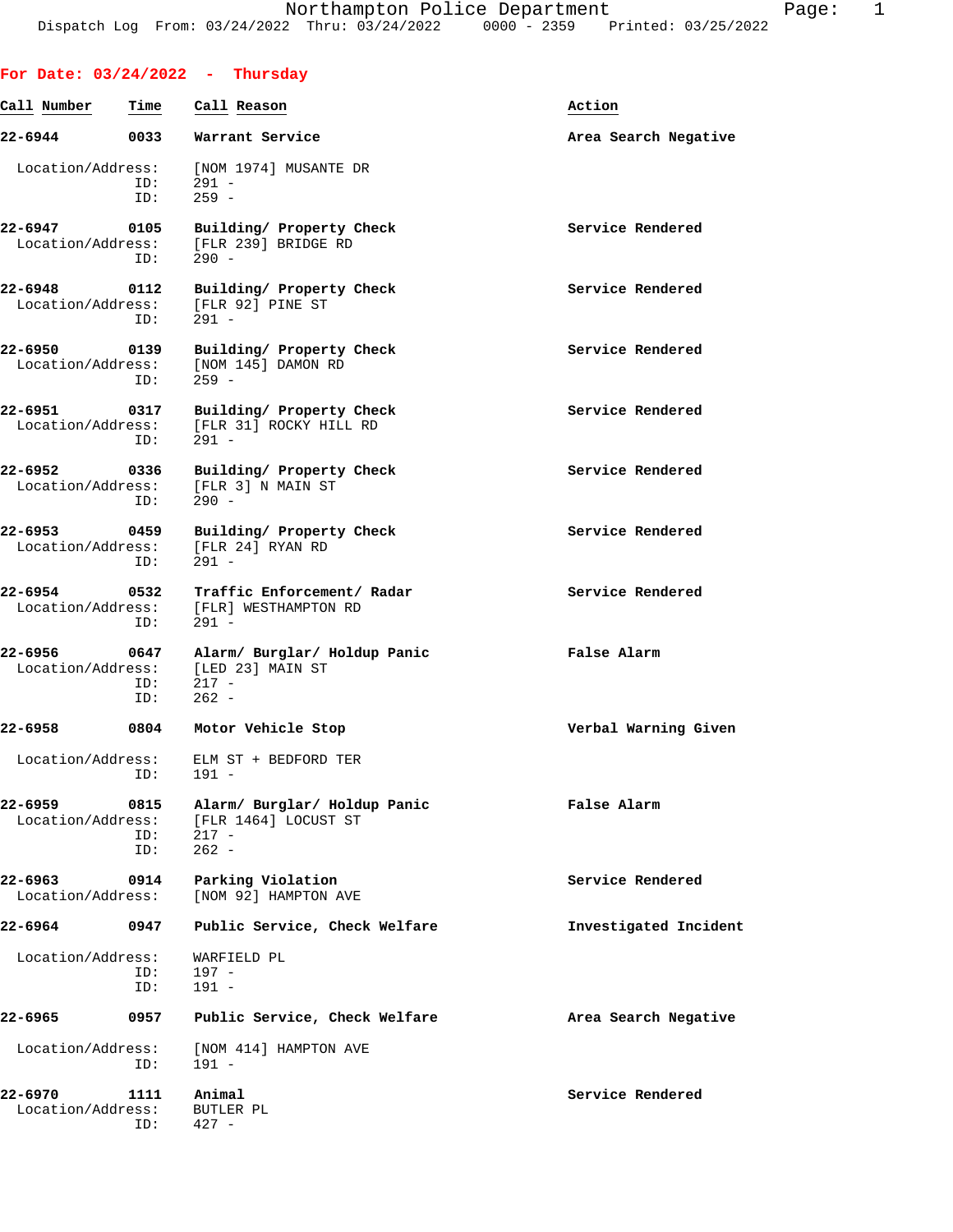Northampton Police Department

Dispatch Log From: 03/24/2022 Thru: 03/24/2022 0000 - 2359 Printed: 03/25/2022

## For Date: 03/24/2022 - Thursday

| Call Number | Time | Call Reason | Action |
|---|---|---|---|
| 22-6944 | 0033 | Warrant Service | Area Search Negative |
| | | Location/Address: [NOM 1974] MUSANTE DR | |
| | | ID: 291 - | |
| | | ID: 259 - | |
| 22-6947 | 0105 | Building/ Property Check | Service Rendered |
| | | Location/Address: [FLR 239] BRIDGE RD | |
| | | ID: 290 - | |
| 22-6948 | 0112 | Building/ Property Check | Service Rendered |
| | | Location/Address: [FLR 92] PINE ST | |
| | | ID: 291 - | |
| 22-6950 | 0139 | Building/ Property Check | Service Rendered |
| | | Location/Address: [NOM 145] DAMON RD | |
| | | ID: 259 - | |
| 22-6951 | 0317 | Building/ Property Check | Service Rendered |
| | | Location/Address: [FLR 31] ROCKY HILL RD | |
| | | ID: 291 - | |
| 22-6952 | 0336 | Building/ Property Check | Service Rendered |
| | | Location/Address: [FLR 3] N MAIN ST | |
| | | ID: 290 - | |
| 22-6953 | 0459 | Building/ Property Check | Service Rendered |
| | | Location/Address: [FLR 24] RYAN RD | |
| | | ID: 291 - | |
| 22-6954 | 0532 | Traffic Enforcement/ Radar | Service Rendered |
| | | Location/Address: [FLR] WESTHAMPTON RD | |
| | | ID: 291 - | |
| 22-6956 | 0647 | Alarm/ Burglar/ Holdup Panic | False Alarm |
| | | Location/Address: [LED 23] MAIN ST | |
| | | ID: 217 - | |
| | | ID: 262 - | |
| 22-6958 | 0804 | Motor Vehicle Stop | Verbal Warning Given |
| | | Location/Address: ELM ST + BEDFORD TER | |
| | | ID: 191 - | |
| 22-6959 | 0815 | Alarm/ Burglar/ Holdup Panic | False Alarm |
| | | Location/Address: [FLR 1464] LOCUST ST | |
| | | ID: 217 - | |
| | | ID: 262 - | |
| 22-6963 | 0914 | Parking Violation | Service Rendered |
| | | Location/Address: [NOM 92] HAMPTON AVE | |
| 22-6964 | 0947 | Public Service, Check Welfare | Investigated Incident |
| | | Location/Address: WARFIELD PL | |
| | | ID: 197 - | |
| | | ID: 191 - | |
| 22-6965 | 0957 | Public Service, Check Welfare | Area Search Negative |
| | | Location/Address: [NOM 414] HAMPTON AVE | |
| | | ID: 191 - | |
| 22-6970 | 1111 | Animal | Service Rendered |
| | | Location/Address: BUTLER PL | |
| | | ID: 427 - | |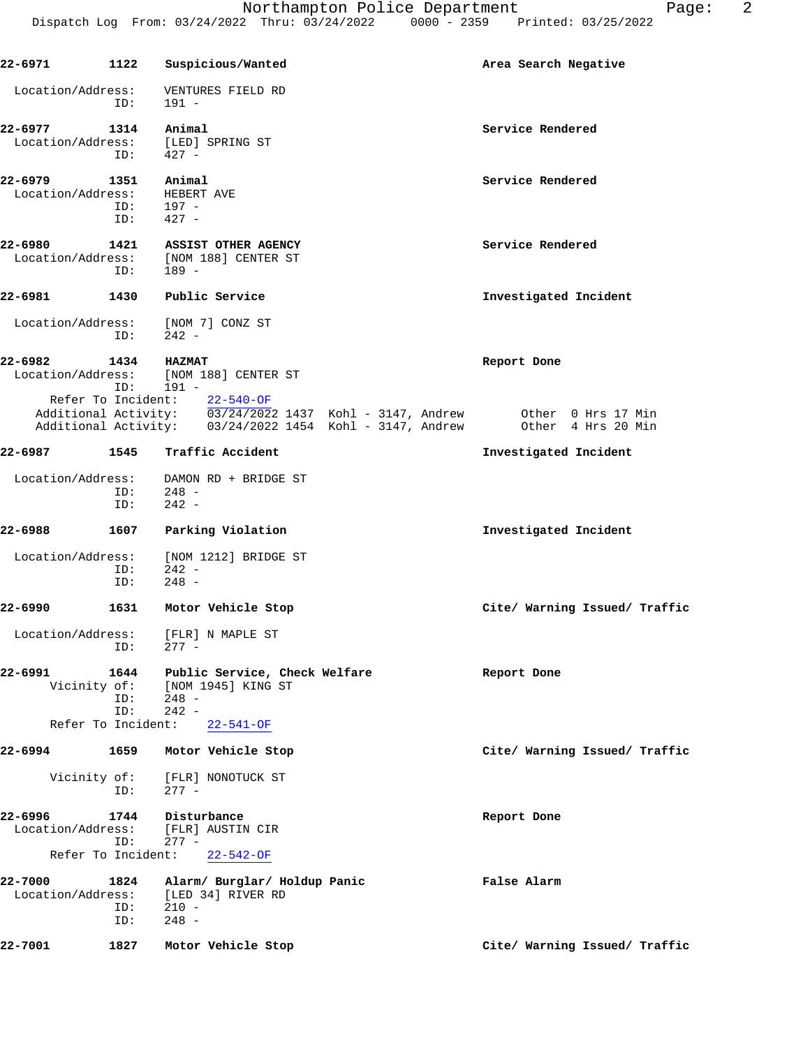22-6971 1122 Suspicious/Wanted — Area Search Negative

Location/Address: VENTURES FIELD RD
ID: 191 -

22-6977 1314 Animal — Service Rendered
Location/Address: [LED] SPRING ST
ID: 427 -

22-6979 1351 Animal — Service Rendered
Location/Address: HEBERT AVE
ID: 197 -
ID: 427 -

22-6980 1421 ASSIST OTHER AGENCY — Service Rendered
Location/Address: [NOM 188] CENTER ST
ID: 189 -

22-6981 1430 Public Service — Investigated Incident

Location/Address: [NOM 7] CONZ ST
ID: 242 -

22-6982 1434 HAZMAT — Report Done
Location/Address: [NOM 188] CENTER ST
ID: 191 -
Refer To Incident: 22-540-OF
Additional Activity: 03/24/2022 1437 Kohl - 3147, Andrew Other 0 Hrs 17 Min
Additional Activity: 03/24/2022 1454 Kohl - 3147, Andrew Other 4 Hrs 20 Min

22-6987 1545 Traffic Accident — Investigated Incident

Location/Address: DAMON RD + BRIDGE ST
ID: 248 -
ID: 242 -

22-6988 1607 Parking Violation — Investigated Incident

Location/Address: [NOM 1212] BRIDGE ST
ID: 242 -
ID: 248 -

22-6990 1631 Motor Vehicle Stop — Cite/ Warning Issued/ Traffic

Location/Address: [FLR] N MAPLE ST
ID: 277 -

22-6991 1644 Public Service, Check Welfare — Report Done
Vicinity of: [NOM 1945] KING ST
ID: 248 -
ID: 242 -
Refer To Incident: 22-541-OF

22-6994 1659 Motor Vehicle Stop — Cite/ Warning Issued/ Traffic

Vicinity of: [FLR] NONOTUCK ST
ID: 277 -

22-6996 1744 Disturbance — Report Done
Location/Address: [FLR] AUSTIN CIR
ID: 277 -
Refer To Incident: 22-542-OF

22-7000 1824 Alarm/ Burglar/ Holdup Panic — False Alarm
Location/Address: [LED 34] RIVER RD
ID: 210 -
ID: 248 -

22-7001 1827 Motor Vehicle Stop — Cite/ Warning Issued/ Traffic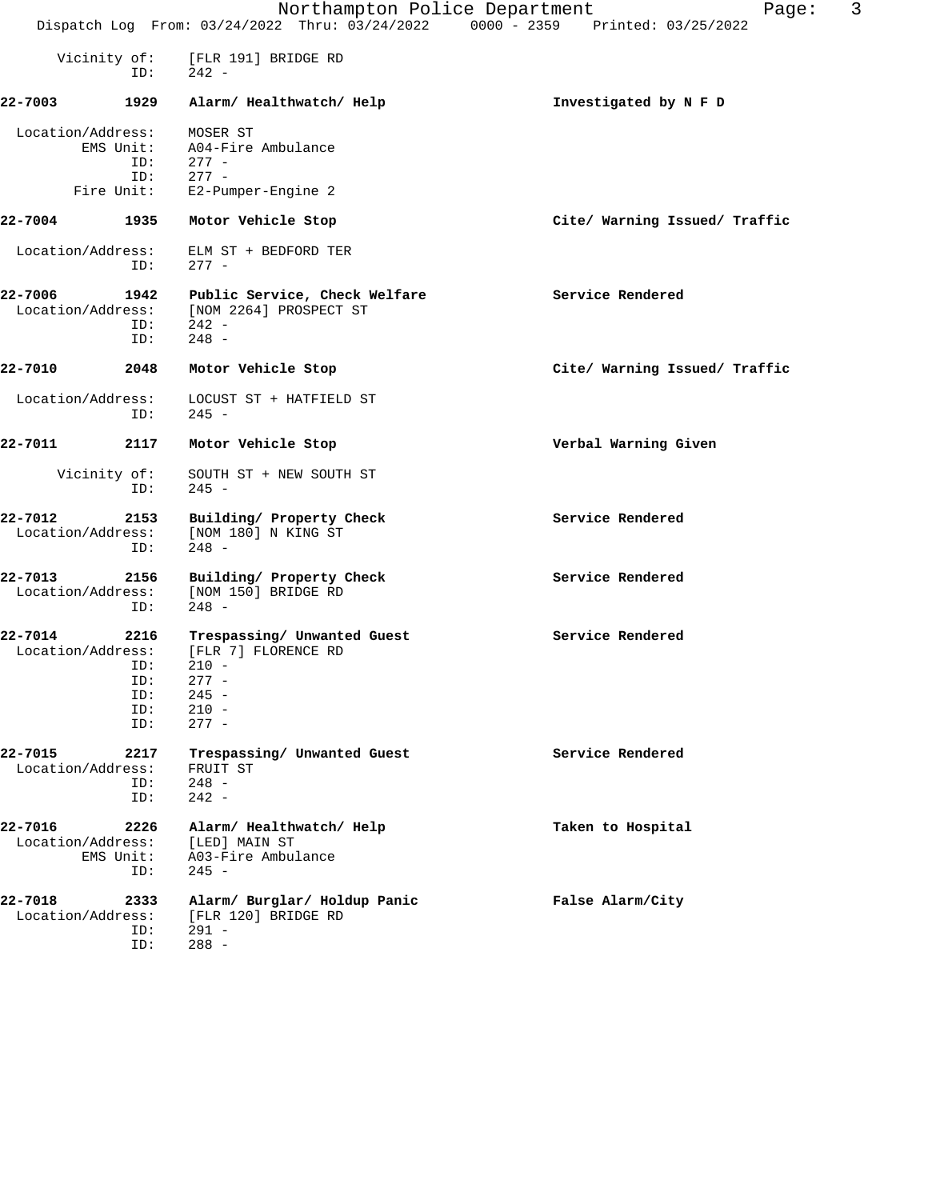Vicinity of: [FLR 191] BRIDGE RD
ID: 242 -

**22-7003 1929 Alarm/ Healthwatch/ Help** — **Investigated by N F D**

Location/Address: MOSER ST
EMS Unit: A04-Fire Ambulance
ID: 277 -
ID: 277 -
Fire Unit: E2-Pumper-Engine 2

**22-7004 1935 Motor Vehicle Stop** — **Cite/ Warning Issued/ Traffic**

Location/Address: ELM ST + BEDFORD TER
ID: 277 -

**22-7006 1942 Public Service, Check Welfare** — **Service Rendered**
Location/Address: [NOM 2264] PROSPECT ST
ID: 242 -
ID: 248 -

**22-7010 2048 Motor Vehicle Stop** — **Cite/ Warning Issued/ Traffic**

Location/Address: LOCUST ST + HATFIELD ST
ID: 245 -

**22-7011 2117 Motor Vehicle Stop** — **Verbal Warning Given**

Vicinity of: SOUTH ST + NEW SOUTH ST
ID: 245 -

**22-7012 2153 Building/ Property Check** — **Service Rendered**
Location/Address: [NOM 180] N KING ST
ID: 248 -

**22-7013 2156 Building/ Property Check** — **Service Rendered**
Location/Address: [NOM 150] BRIDGE RD
ID: 248 -

**22-7014 2216 Trespassing/ Unwanted Guest** — **Service Rendered**
Location/Address: [FLR 7] FLORENCE RD
ID: 210 -
ID: 277 -
ID: 245 -
ID: 210 -
ID: 277 -

**22-7015 2217 Trespassing/ Unwanted Guest** — **Service Rendered**
Location/Address: FRUIT ST
ID: 248 -
ID: 242 -

**22-7016 2226 Alarm/ Healthwatch/ Help** — **Taken to Hospital**
Location/Address: [LED] MAIN ST
EMS Unit: A03-Fire Ambulance
ID: 245 -

**22-7018 2333 Alarm/ Burglar/ Holdup Panic** — **False Alarm/City**
Location/Address: [FLR 120] BRIDGE RD
ID: 291 -
ID: 288 -